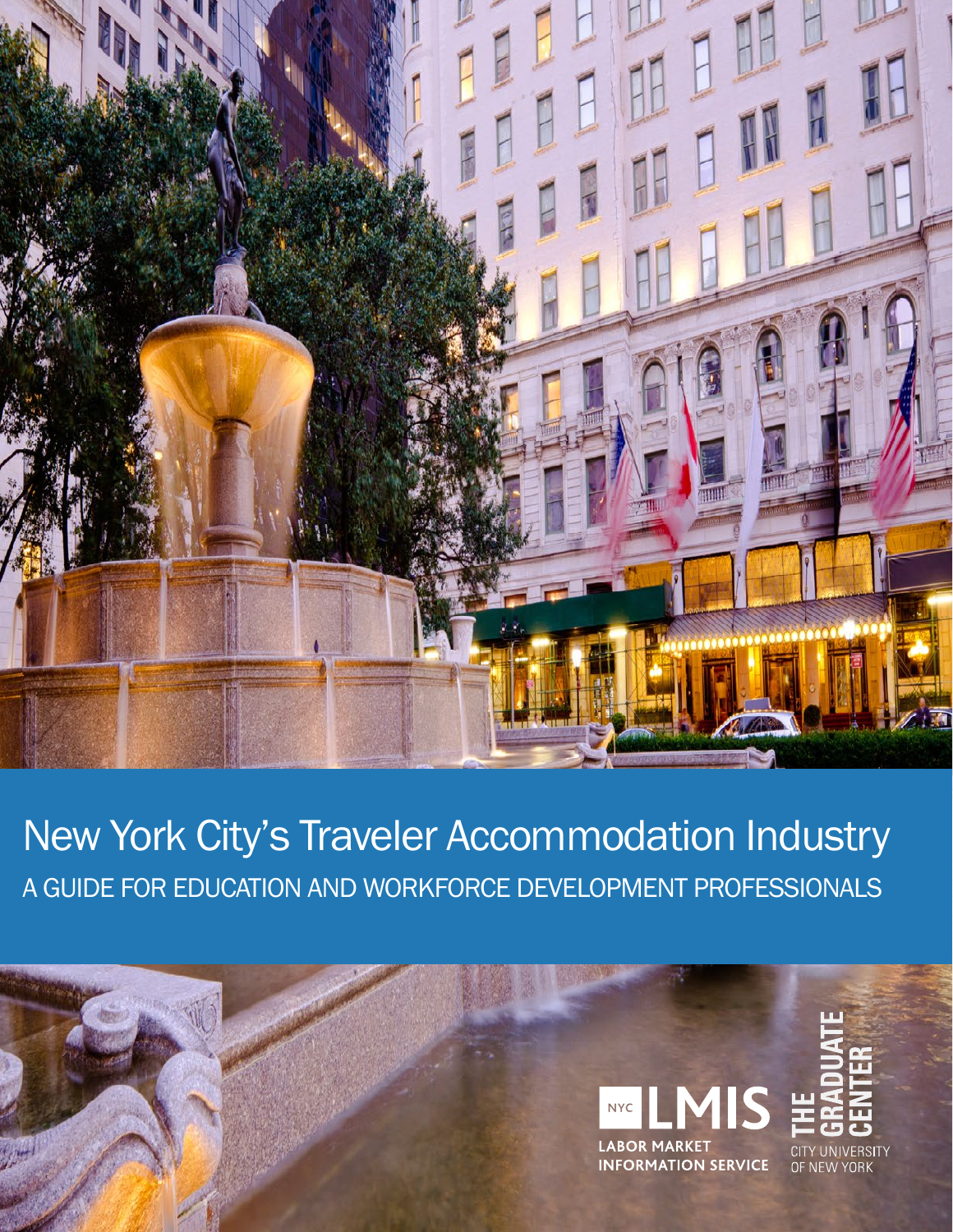# New York City's Traveler Accommodation Industry

## A GUIDE FOR EDUCATION AND WORKFORCE DEVELOPMENT PROFESSIONALS

NYC LMIS
LABOR MARKET INFORMATION SERVICE

THE GRADUATE CENTER
CITY UNIVERSITY OF NEW YORK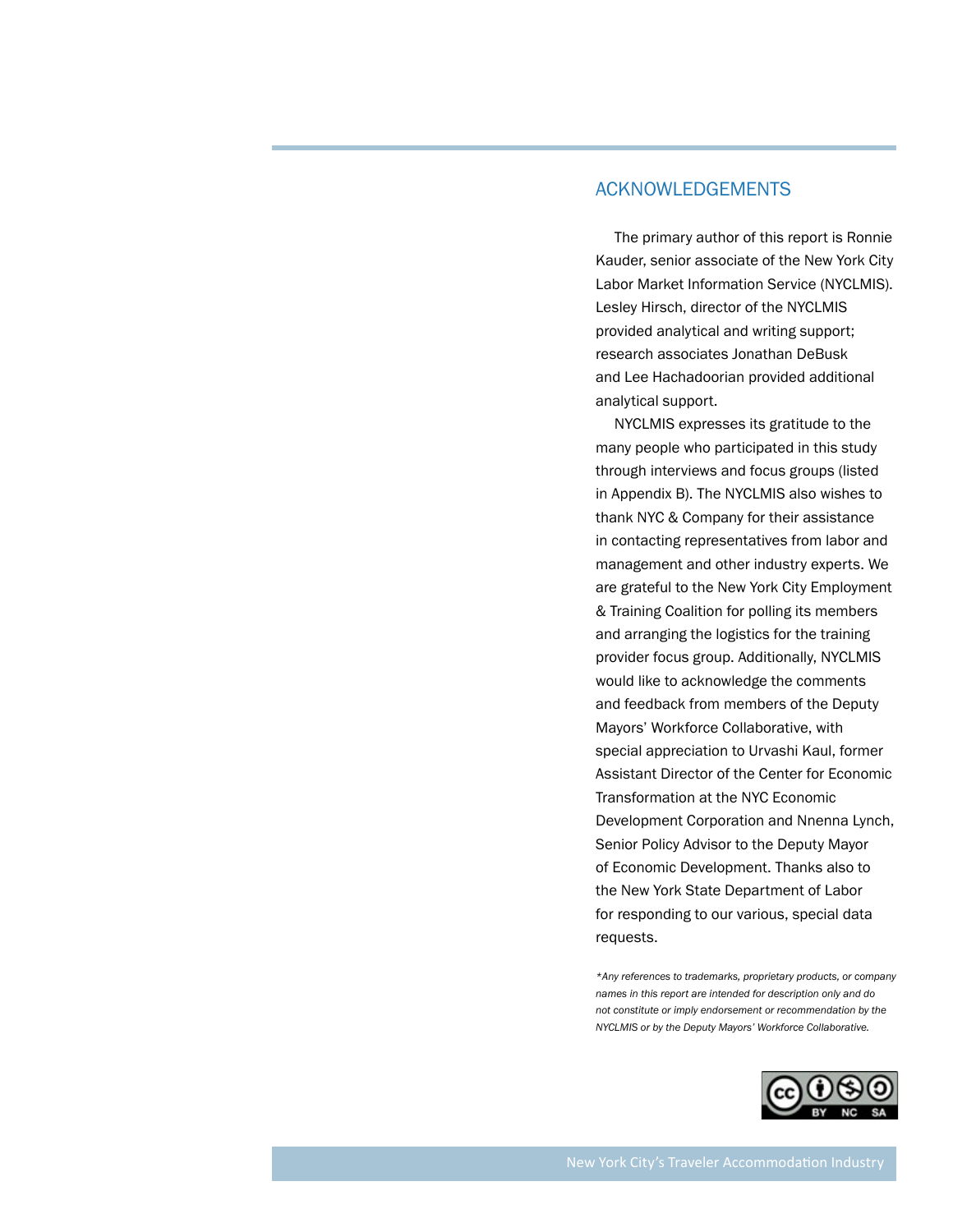## ACKNOWLEDGEMENTS

The primary author of this report is Ronnie Kauder, senior associate of the New York City Labor Market Information Service (NYCLMIS). Lesley Hirsch, director of the NYCLMIS provided analytical and writing support; research associates Jonathan DeBusk and Lee Hachadoorian provided additional analytical support.

NYCLMIS expresses its gratitude to the many people who participated in this study through interviews and focus groups (listed in Appendix B). The NYCLMIS also wishes to thank NYC & Company for their assistance in contacting representatives from labor and management and other industry experts. We are grateful to the New York City Employment & Training Coalition for polling its members and arranging the logistics for the training provider focus group. Additionally, NYCLMIS would like to acknowledge the comments and feedback from members of the Deputy Mayors' Workforce Collaborative, with special appreciation to Urvashi Kaul, former Assistant Director of the Center for Economic Transformation at the NYC Economic Development Corporation and Nnenna Lynch, Senior Policy Advisor to the Deputy Mayor of Economic Development. Thanks also to the New York State Department of Labor for responding to our various, special data requests.

*\*Any references to trademarks, proprietary products, or company names in this report are intended for description only and do not constitute or imply endorsement or recommendation by the NYCLMIS or by the Deputy Mayors' Workforce Collaborative.*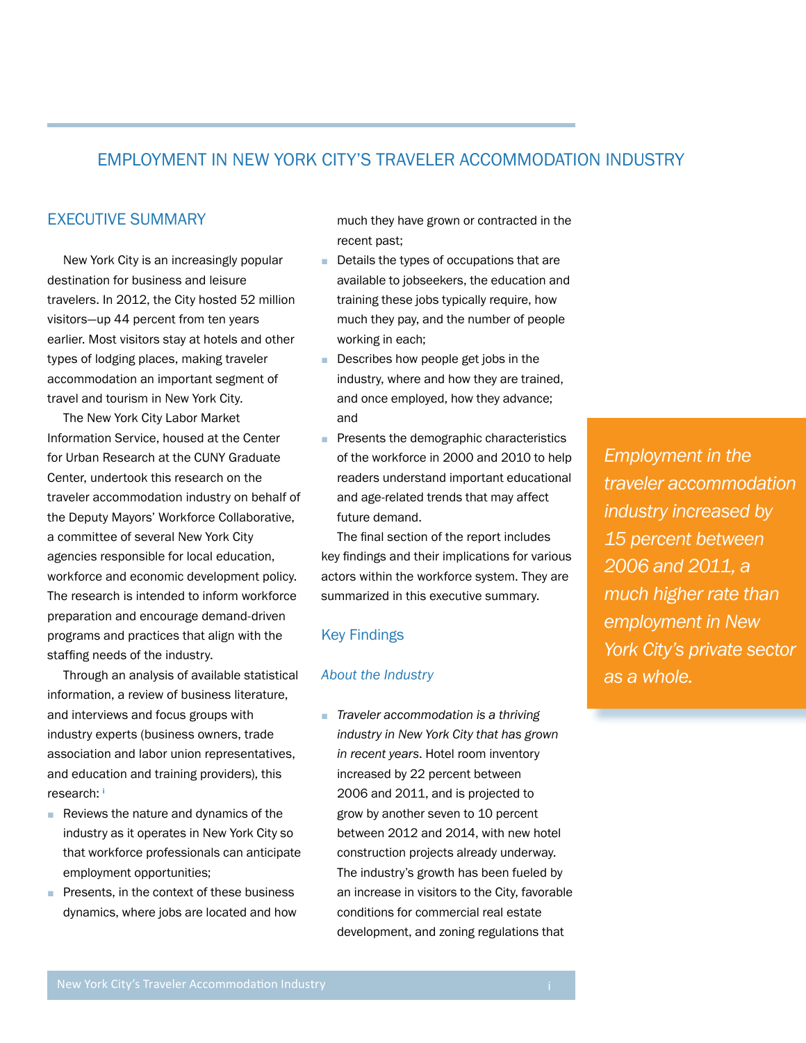# EMPLOYMENT IN NEW YORK CITY'S TRAVELER ACCOMMODATION INDUSTRY

## EXECUTIVE SUMMARY

New York City is an increasingly popular destination for business and leisure travelers. In 2012, the City hosted 52 million visitors—up 44 percent from ten years earlier. Most visitors stay at hotels and other types of lodging places, making traveler accommodation an important segment of travel and tourism in New York City.

The New York City Labor Market Information Service, housed at the Center for Urban Research at the CUNY Graduate Center, undertook this research on the traveler accommodation industry on behalf of the Deputy Mayors' Workforce Collaborative, a committee of several New York City agencies responsible for local education, workforce and economic development policy. The research is intended to inform workforce preparation and encourage demand-driven programs and practices that align with the staffing needs of the industry.

Through an analysis of available statistical information, a review of business literature, and interviews and focus groups with industry experts (business owners, trade association and labor union representatives, and education and training providers), this research:[i]

- Reviews the nature and dynamics of the industry as it operates in New York City so that workforce professionals can anticipate employment opportunities;
- Presents, in the context of these business dynamics, where jobs are located and how much they have grown or contracted in the recent past;
- Details the types of occupations that are available to jobseekers, the education and training these jobs typically require, how much they pay, and the number of people working in each;
- Describes how people get jobs in the industry, where and how they are trained, and once employed, how they advance; and
- Presents the demographic characteristics of the workforce in 2000 and 2010 to help readers understand important educational and age-related trends that may affect future demand.

The final section of the report includes key findings and their implications for various actors within the workforce system. They are summarized in this executive summary.

### Key Findings

#### *About the Industry*

- *Traveler accommodation is a thriving industry in New York City that has grown in recent years*. Hotel room inventory increased by 22 percent between 2006 and 2011, and is projected to grow by another seven to 10 percent between 2012 and 2014, with new hotel construction projects already underway. The industry's growth has been fueled by an increase in visitors to the City, favorable conditions for commercial real estate development, and zoning regulations that

> *Employment in the traveler accommodation industry increased by 15 percent between 2006 and 2011, a much higher rate than employment in New York City's private sector as a whole.*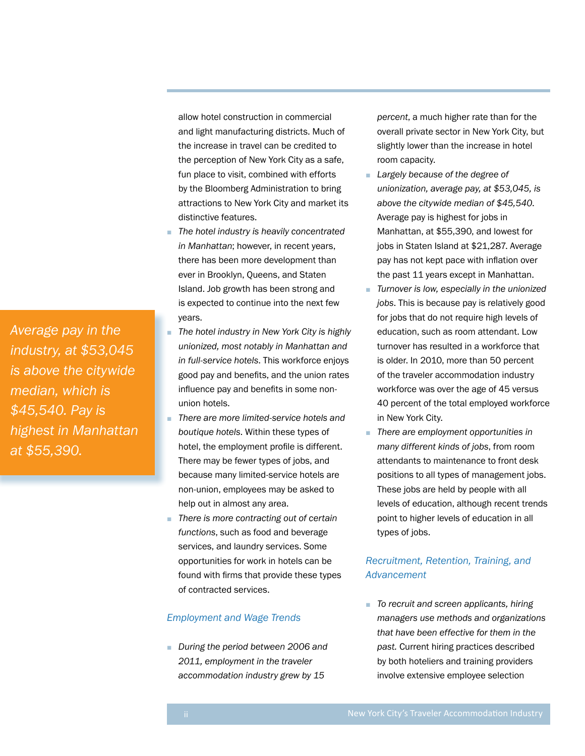allow hotel construction in commercial and light manufacturing districts. Much of the increase in travel can be credited to the perception of New York City as a safe, fun place to visit, combined with efforts by the Bloomberg Administration to bring attractions to New York City and market its distinctive features.

- *The hotel industry is heavily concentrated in Manhattan*; however, in recent years, there has been more development than ever in Brooklyn, Queens, and Staten Island. Job growth has been strong and is expected to continue into the next few years.
- *The hotel industry in New York City is highly unionized, most notably in Manhattan and in full-service hotels*. This workforce enjoys good pay and benefits, and the union rates influence pay and benefits in some non-union hotels.
- *There are more limited-service hotels and boutique hotels*. Within these types of hotel, the employment profile is different. There may be fewer types of jobs, and because many limited-service hotels are non-union, employees may be asked to help out in almost any area.
- *There is more contracting out of certain functions*, such as food and beverage services, and laundry services. Some opportunities for work in hotels can be found with firms that provide these types of contracted services.

*Average pay in the industry, at $53,045 is above the citywide median, which is $45,540. Pay is highest in Manhattan at $55,390.*

### Employment and Wage Trends

- *During the period between 2006 and 2011, employment in the traveler accommodation industry grew by 15 percent*, a much higher rate than for the overall private sector in New York City, but slightly lower than the increase in hotel room capacity.
- *Largely because of the degree of unionization, average pay, at $53,045, is above the citywide median of $45,540*. Average pay is highest for jobs in Manhattan, at $55,390, and lowest for jobs in Staten Island at $21,287. Average pay has not kept pace with inflation over the past 11 years except in Manhattan.
- *Turnover is low, especially in the unionized jobs*. This is because pay is relatively good for jobs that do not require high levels of education, such as room attendant. Low turnover has resulted in a workforce that is older. In 2010, more than 50 percent of the traveler accommodation industry workforce was over the age of 45 versus 40 percent of the total employed workforce in New York City.
- *There are employment opportunities in many different kinds of jobs*, from room attendants to maintenance to front desk positions to all types of management jobs. These jobs are held by people with all levels of education, although recent trends point to higher levels of education in all types of jobs.

### Recruitment, Retention, Training, and Advancement

- *To recruit and screen applicants, hiring managers use methods and organizations that have been effective for them in the past.* Current hiring practices described by both hoteliers and training providers involve extensive employee selection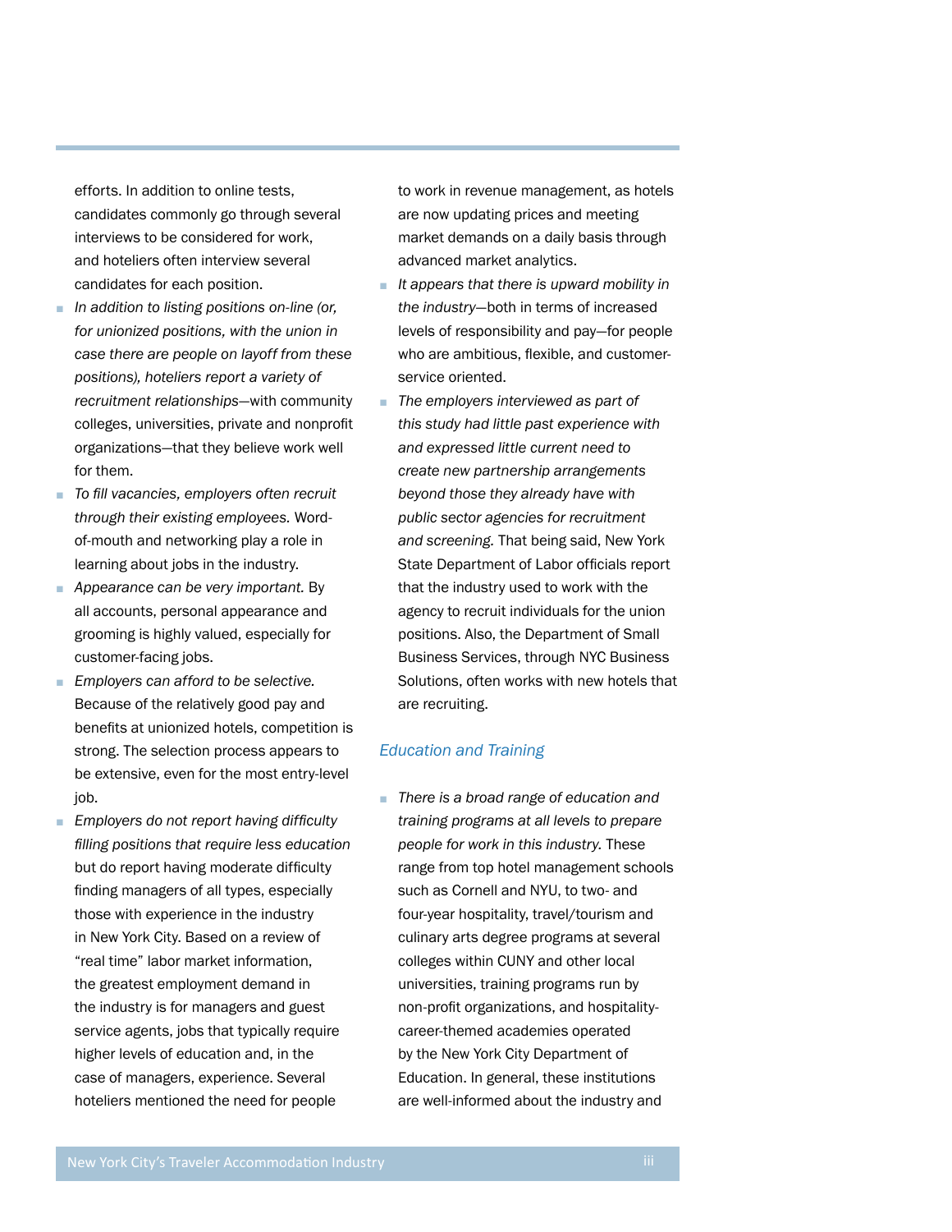efforts. In addition to online tests, candidates commonly go through several interviews to be considered for work, and hoteliers often interview several candidates for each position.

- *In addition to listing positions on-line (or, for unionized positions, with the union in case there are people on layoff from these positions), hoteliers report a variety of recruitment relationships*—with community colleges, universities, private and nonprofit organizations—that they believe work well for them.
- *To fill vacancies, employers often recruit through their existing employees.* Word-of-mouth and networking play a role in learning about jobs in the industry.
- *Appearance can be very important.* By all accounts, personal appearance and grooming is highly valued, especially for customer-facing jobs.
- *Employers can afford to be selective.* Because of the relatively good pay and benefits at unionized hotels, competition is strong. The selection process appears to be extensive, even for the most entry-level job.
- *Employers do not report having difficulty filling positions that require less education* but do report having moderate difficulty finding managers of all types, especially those with experience in the industry in New York City. Based on a review of "real time" labor market information, the greatest employment demand in the industry is for managers and guest service agents, jobs that typically require higher levels of education and, in the case of managers, experience. Several hoteliers mentioned the need for people to work in revenue management, as hotels are now updating prices and meeting market demands on a daily basis through advanced market analytics.
- *It appears that there is upward mobility in the industry*—both in terms of increased levels of responsibility and pay—for people who are ambitious, flexible, and customer-service oriented.
- *The employers interviewed as part of this study had little past experience with and expressed little current need to create new partnership arrangements beyond those they already have with public sector agencies for recruitment and screening.* That being said, New York State Department of Labor officials report that the industry used to work with the agency to recruit individuals for the union positions. Also, the Department of Small Business Services, through NYC Business Solutions, often works with new hotels that are recruiting.

### *Education and Training*

- *There is a broad range of education and training programs at all levels to prepare people for work in this industry.* These range from top hotel management schools such as Cornell and NYU, to two- and four-year hospitality, travel/tourism and culinary arts degree programs at several colleges within CUNY and other local universities, training programs run by non-profit organizations, and hospitality-career-themed academies operated by the New York City Department of Education. In general, these institutions are well-informed about the industry and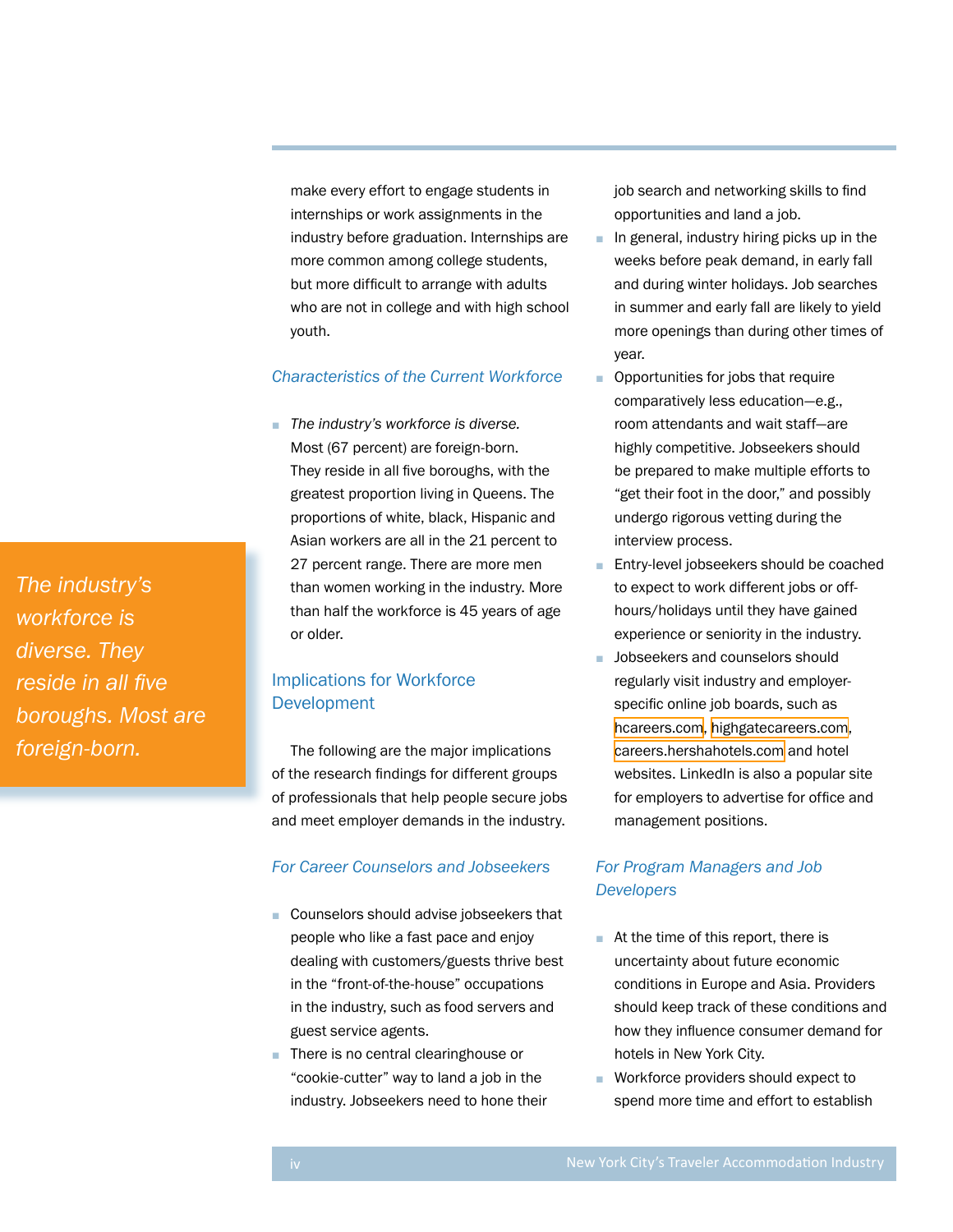make every effort to engage students in internships or work assignments in the industry before graduation. Internships are more common among college students, but more difficult to arrange with adults who are not in college and with high school youth.

### *Characteristics of the Current Workforce*

- *The industry's workforce is diverse.* Most (67 percent) are foreign-born. They reside in all five boroughs, with the greatest proportion living in Queens. The proportions of white, black, Hispanic and Asian workers are all in the 21 percent to 27 percent range. There are more men than women working in the industry. More than half the workforce is 45 years of age or older.

*The industry's workforce is diverse. They reside in all five boroughs. Most are foreign-born.*

## Implications for Workforce Development

The following are the major implications of the research findings for different groups of professionals that help people secure jobs and meet employer demands in the industry.

### *For Career Counselors and Jobseekers*

- Counselors should advise jobseekers that people who like a fast pace and enjoy dealing with customers/guests thrive best in the "front-of-the-house" occupations in the industry, such as food servers and guest service agents.
- There is no central clearinghouse or "cookie-cutter" way to land a job in the industry. Jobseekers need to hone their job search and networking skills to find opportunities and land a job.
- In general, industry hiring picks up in the weeks before peak demand, in early fall and during winter holidays. Job searches in summer and early fall are likely to yield more openings than during other times of year.
- Opportunities for jobs that require comparatively less education—e.g., room attendants and wait staff—are highly competitive. Jobseekers should be prepared to make multiple efforts to "get their foot in the door," and possibly undergo rigorous vetting during the interview process.
- Entry-level jobseekers should be coached to expect to work different jobs or off-hours/holidays until they have gained experience or seniority in the industry.
- Jobseekers and counselors should regularly visit industry and employer-specific online job boards, such as hcareers.com, highgatecareers.com, careers.hershahotels.com and hotel websites. LinkedIn is also a popular site for employers to advertise for office and management positions.

### *For Program Managers and Job Developers*

- At the time of this report, there is uncertainty about future economic conditions in Europe and Asia. Providers should keep track of these conditions and how they influence consumer demand for hotels in New York City.
- Workforce providers should expect to spend more time and effort to establish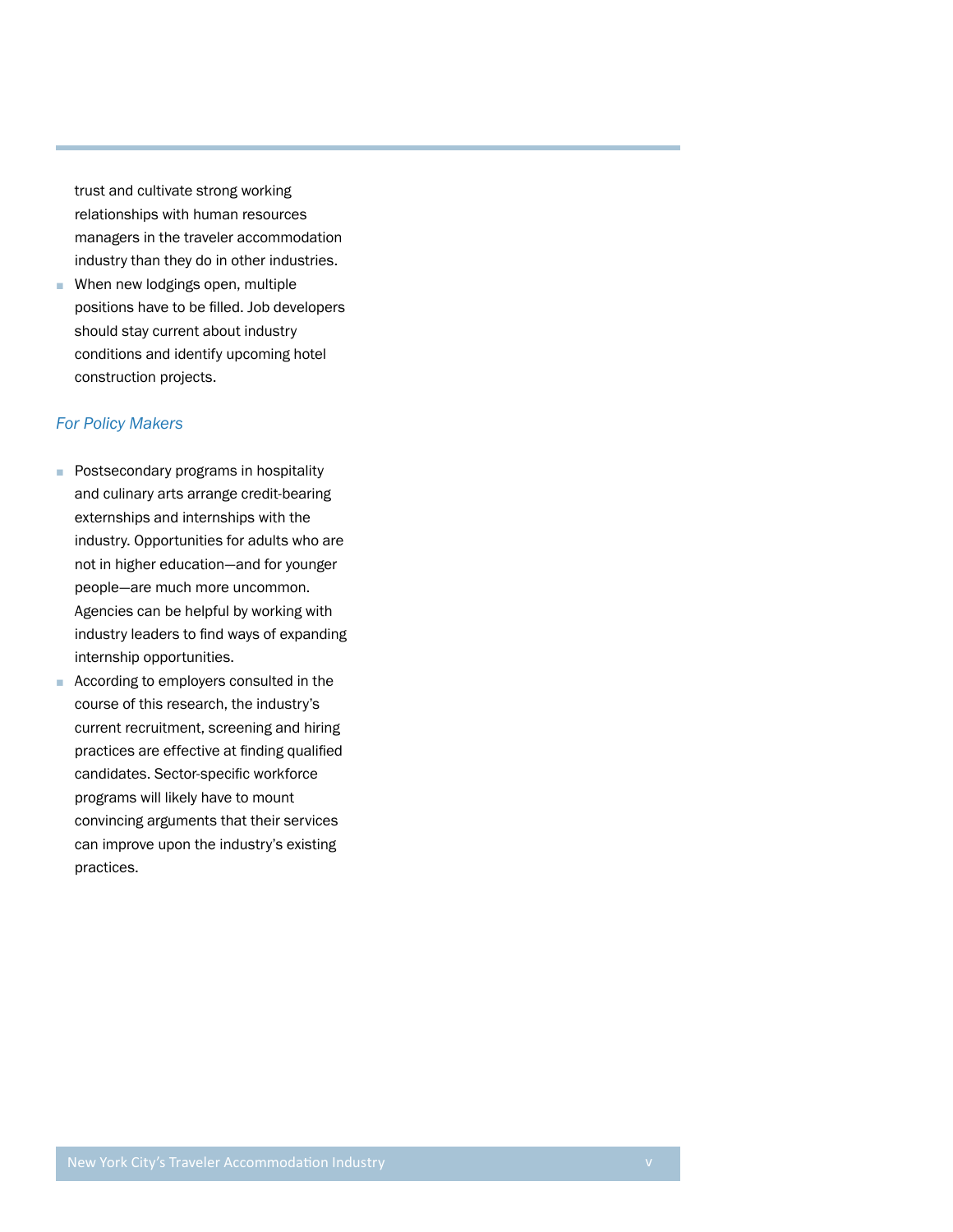trust and cultivate strong working relationships with human resources managers in the traveler accommodation industry than they do in other industries.

- When new lodgings open, multiple positions have to be filled. Job developers should stay current about industry conditions and identify upcoming hotel construction projects.

### *For Policy Makers*

- Postsecondary programs in hospitality and culinary arts arrange credit-bearing externships and internships with the industry. Opportunities for adults who are not in higher education—and for younger people—are much more uncommon. Agencies can be helpful by working with industry leaders to find ways of expanding internship opportunities.
- According to employers consulted in the course of this research, the industry's current recruitment, screening and hiring practices are effective at finding qualified candidates. Sector-specific workforce programs will likely have to mount convincing arguments that their services can improve upon the industry's existing practices.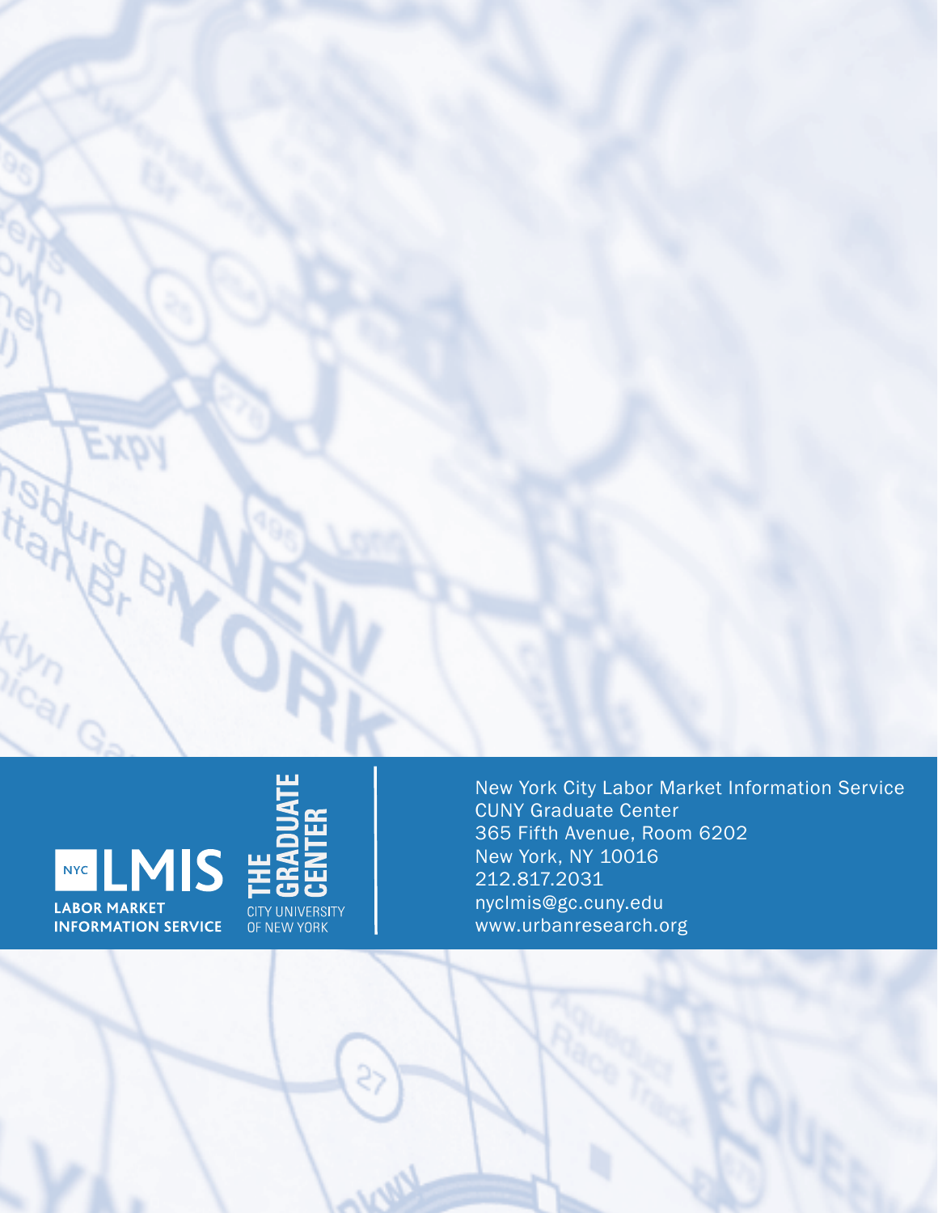NYC LMIS

LABOR MARKET INFORMATION SERVICE

THE GRADUATE CENTER

CITY UNIVERSITY OF NEW YORK

New York City Labor Market Information Service
CUNY Graduate Center
365 Fifth Avenue, Room 6202
New York, NY 10016
212.817.2031
nyclmis@gc.cuny.edu
www.urbanresearch.org